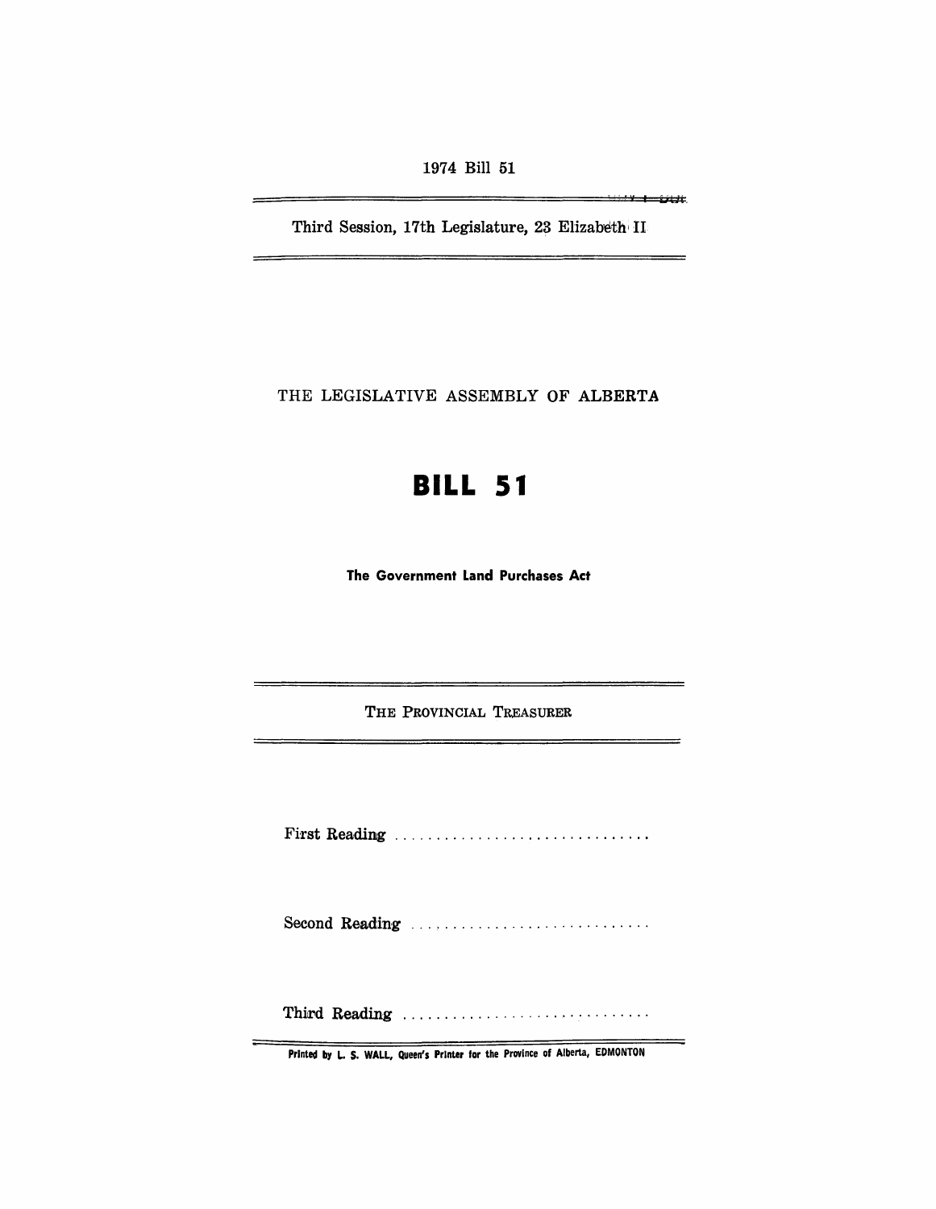1974 Bill 51

Third Session, 17th Legislature, 23 Elizabeth II

THE LEGISLATIVE ASSEMBLY OF ALBERTA

# BILL 51

**The Government Land Purchases Act**

THE PROVINCIAL TREASURER

First Reading ..............................

Second Reading ............................

Third Reading ..............................

Printed by L. S. WALL, Queen's Printer for the Province of Alberta, EDMONTON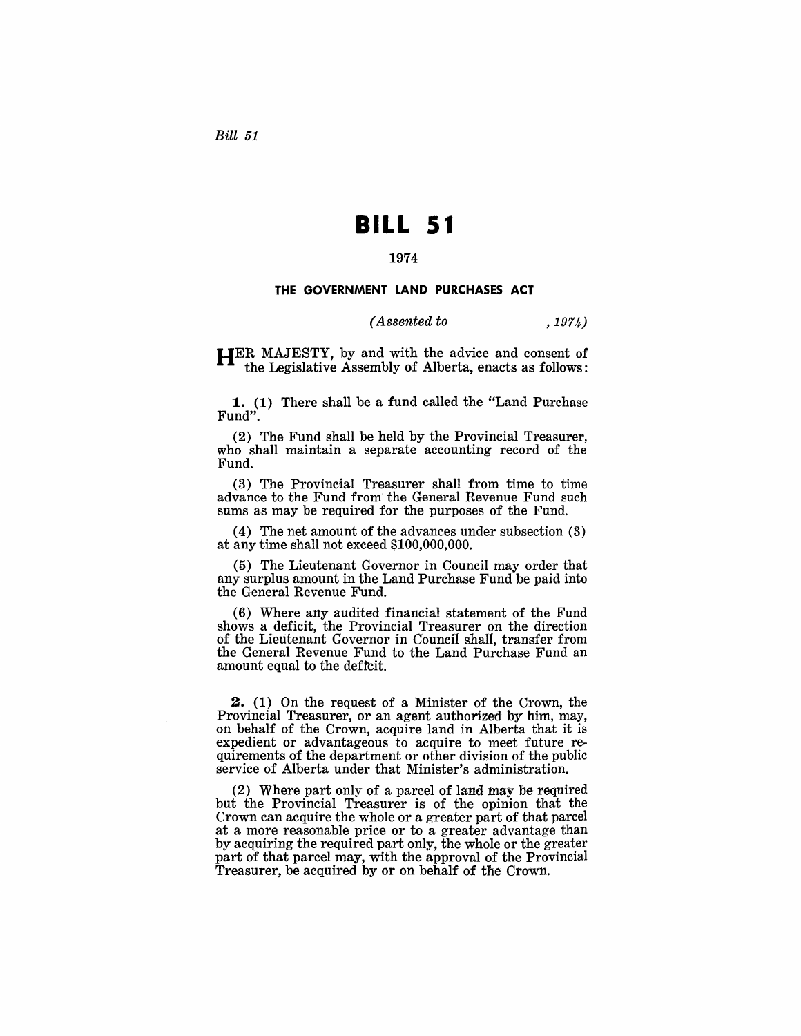*Bill 51*

# BILL 51

1974

### THE GOVERNMENT LAND PURCHASES ACT

*(Assented to , 1974)*

HER MAJESTY, by and with the advice and consent of the Legislative Assembly of Alberta, enacts as follows:

**1.** (1) There shall be a fund called the "Land Purchase Fund".

(2) The Fund shall be held by the Provincial Treasurer, who shall maintain a separate accounting record of the Fund.

(3) The Provincial Treasurer shall from time to time advance to the Fund from the General Revenue Fund such sums as may be required for the purposes of the Fund.

(4) The net amount of the advances under subsection (3) at any time shall not exceed $100,000,000.

(5) The Lieutenant Governor in Council may order that any surplus amount in the Land Purchase Fund be paid into the General Revenue Fund.

(6) Where any audited financial statement of the Fund shows a deficit, the Provincial Treasurer on the direction of the Lieutenant Governor in Council shall, transfer from the General Revenue Fund to the Land Purchase Fund an amount equal to the deficit.

**2.** (1) On the request of a Minister of the Crown, the Provincial Treasurer, or an agent authorized by him, may, on behalf of the Crown, acquire land in Alberta that it is expedient or advantageous to acquire to meet future requirements of the department or other division of the public service of Alberta under that Minister's administration.

(2) Where part only of a parcel of land may be required but the Provincial Treasurer is of the opinion that the Crown can acquire the whole or a greater part of that parcel at a more reasonable price or to a greater advantage than by acquiring the required part only, the whole or the greater part of that parcel may, with the approval of the Provincial Treasurer, be acquired by or on behalf of the Crown.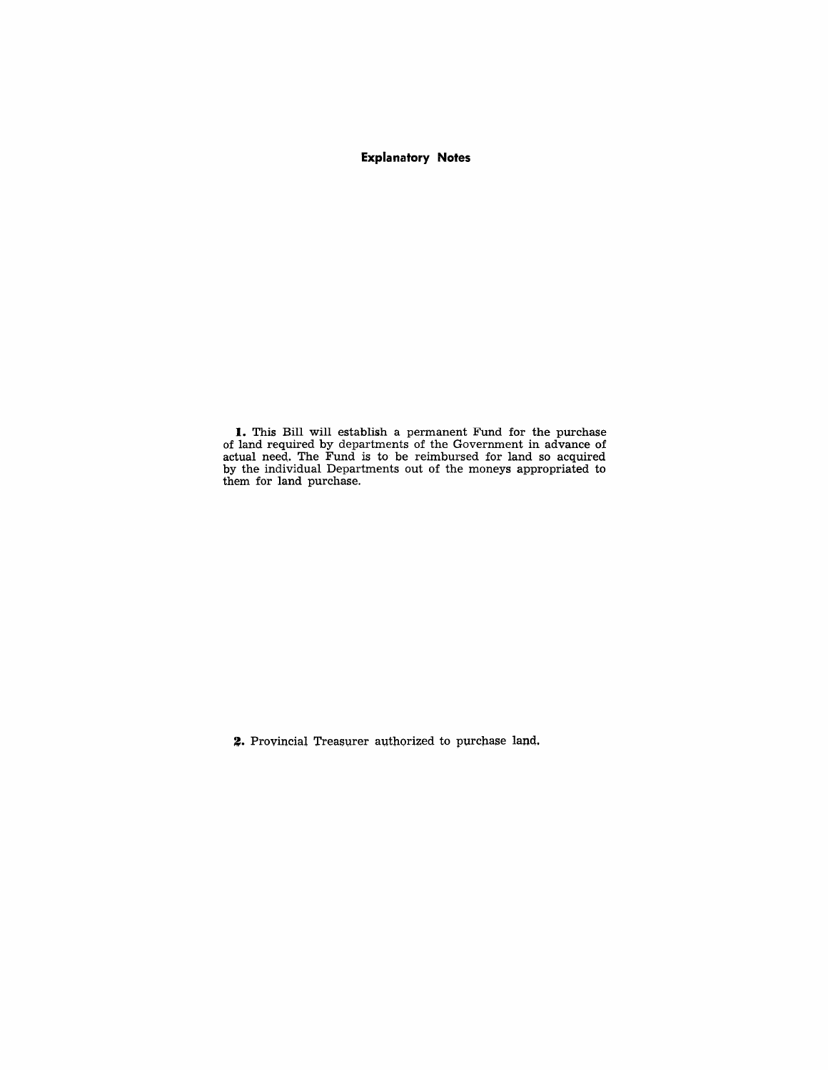# Explanatory Notes

**1.** This Bill will establish a permanent Fund for the purchase of land required by departments of the Government in advance of actual need. The Fund is to be reimbursed for land so acquired by the individual Departments out of the moneys appropriated to them for land purchase.

**2.** Provincial Treasurer authorized to purchase land.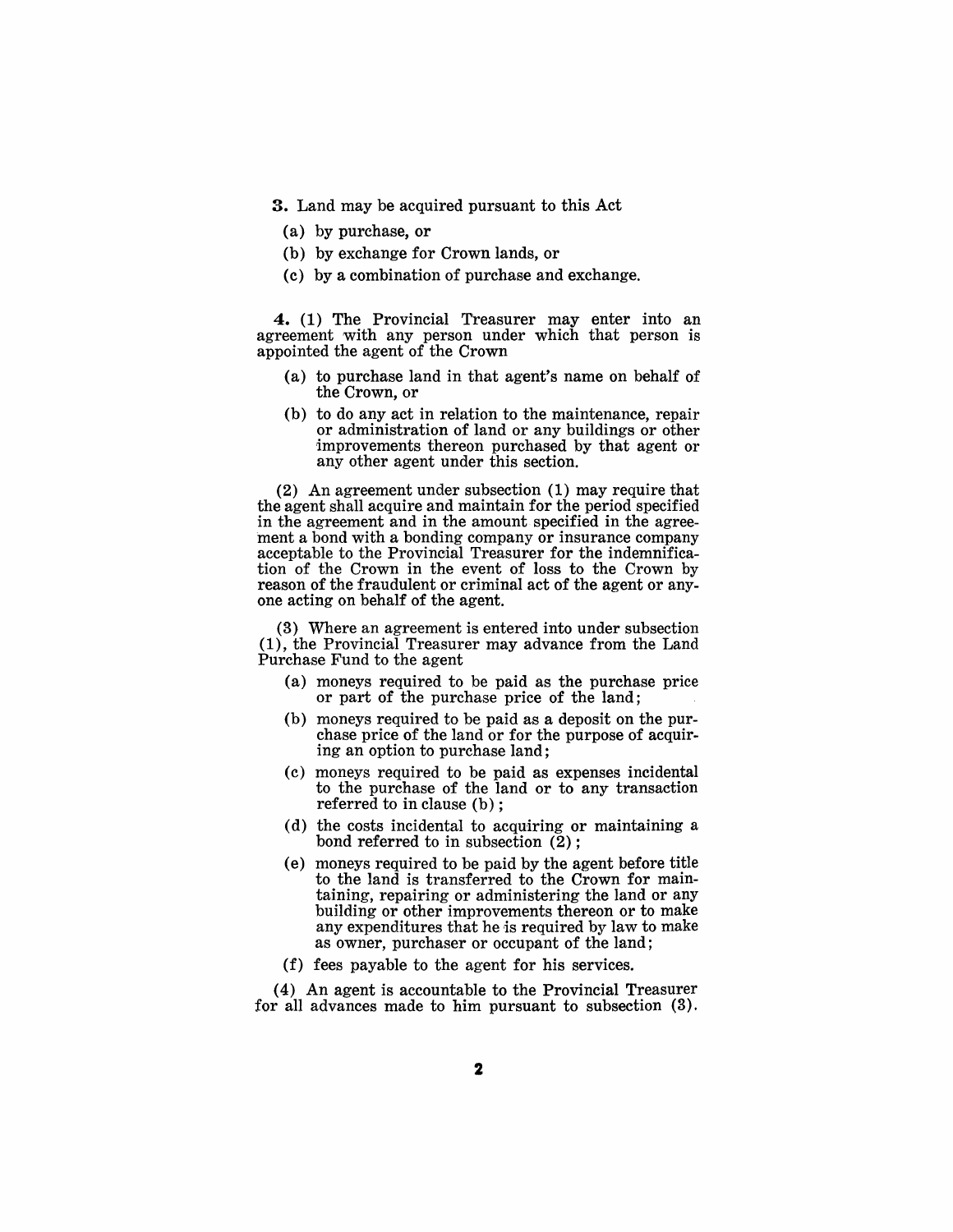**3.** Land may be acquired pursuant to this Act

(a) by purchase, or

(b) by exchange for Crown lands, or

(c) by a combination of purchase and exchange.

**4.** (1) The Provincial Treasurer may enter into an agreement with any person under which that person is appointed the agent of the Crown

(a) to purchase land in that agent's name on behalf of the Crown, or

(b) to do any act in relation to the maintenance, repair or administration of land or any buildings or other improvements thereon purchased by that agent or any other agent under this section.

(2) An agreement under subsection (1) may require that the agent shall acquire and maintain for the period specified in the agreement and in the amount specified in the agreement a bond with a bonding company or insurance company acceptable to the Provincial Treasurer for the indemnification of the Crown in the event of loss to the Crown by reason of the fraudulent or criminal act of the agent or anyone acting on behalf of the agent.

(3) Where an agreement is entered into under subsection (1), the Provincial Treasurer may advance from the Land Purchase Fund to the agent

(a) moneys required to be paid as the purchase price or part of the purchase price of the land;

(b) moneys required to be paid as a deposit on the purchase price of the land or for the purpose of acquiring an option to purchase land;

(c) moneys required to be paid as expenses incidental to the purchase of the land or to any transaction referred to in clause (b);

(d) the costs incidental to acquiring or maintaining a bond referred to in subsection (2);

(e) moneys required to be paid by the agent before title to the land is transferred to the Crown for maintaining, repairing or administering the land or any building or other improvements thereon or to make any expenditures that he is required by law to make as owner, purchaser or occupant of the land;

(f) fees payable to the agent for his services.

(4) An agent is accountable to the Provincial Treasurer for all advances made to him pursuant to subsection (3).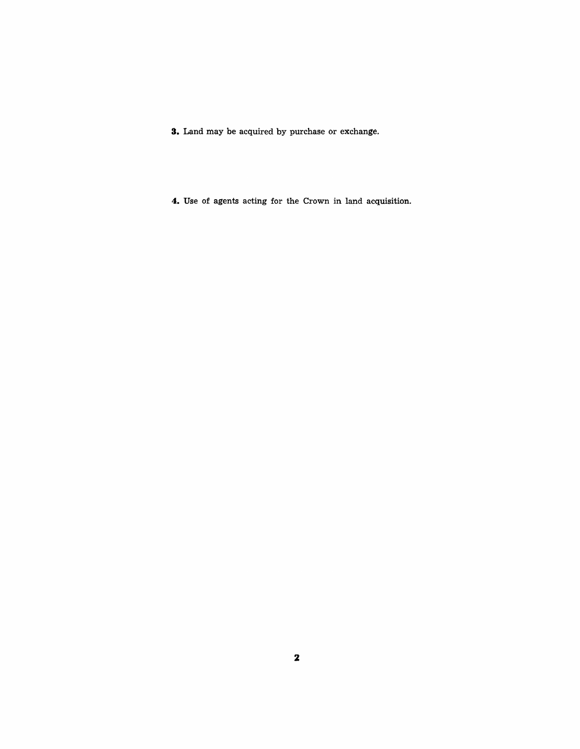**3.** Land may be acquired by purchase or exchange.

**4.** Use of agents acting for the Crown in land acquisition.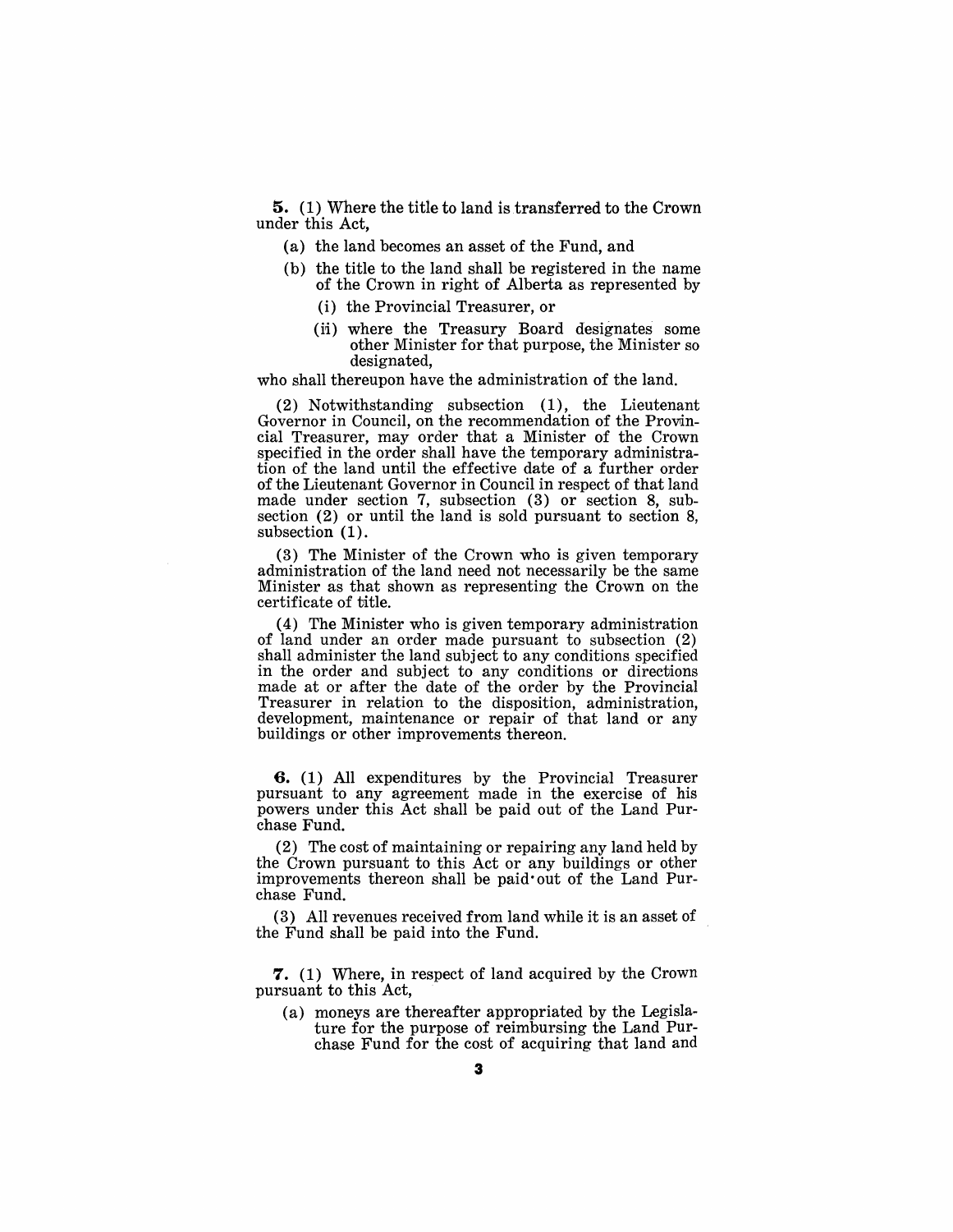**5.** (1) Where the title to land is transferred to the Crown under this Act,

- (a) the land becomes an asset of the Fund, and
- (b) the title to the land shall be registered in the name of the Crown in right of Alberta as represented by
  - (i) the Provincial Treasurer, or
  - (ii) where the Treasury Board designates some other Minister for that purpose, the Minister so designated,

who shall thereupon have the administration of the land.

(2) Notwithstanding subsection (1), the Lieutenant Governor in Council, on the recommendation of the Provincial Treasurer, may order that a Minister of the Crown specified in the order shall have the temporary administration of the land until the effective date of a further order of the Lieutenant Governor in Council in respect of that land made under section 7, subsection (3) or section 8, subsection (2) or until the land is sold pursuant to section 8, subsection (1).

(3) The Minister of the Crown who is given temporary administration of the land need not necessarily be the same Minister as that shown as representing the Crown on the certificate of title.

(4) The Minister who is given temporary administration of land under an order made pursuant to subsection (2) shall administer the land subject to any conditions specified in the order and subject to any conditions or directions made at or after the date of the order by the Provincial Treasurer in relation to the disposition, administration, development, maintenance or repair of that land or any buildings or other improvements thereon.

**6.** (1) All expenditures by the Provincial Treasurer pursuant to any agreement made in the exercise of his powers under this Act shall be paid out of the Land Purchase Fund.

(2) The cost of maintaining or repairing any land held by the Crown pursuant to this Act or any buildings or other improvements thereon shall be paid out of the Land Purchase Fund.

(3) All revenues received from land while it is an asset of the Fund shall be paid into the Fund.

**7.** (1) Where, in respect of land acquired by the Crown pursuant to this Act,

- (a) moneys are thereafter appropriated by the Legislature for the purpose of reimbursing the Land Purchase Fund for the cost of acquiring that land and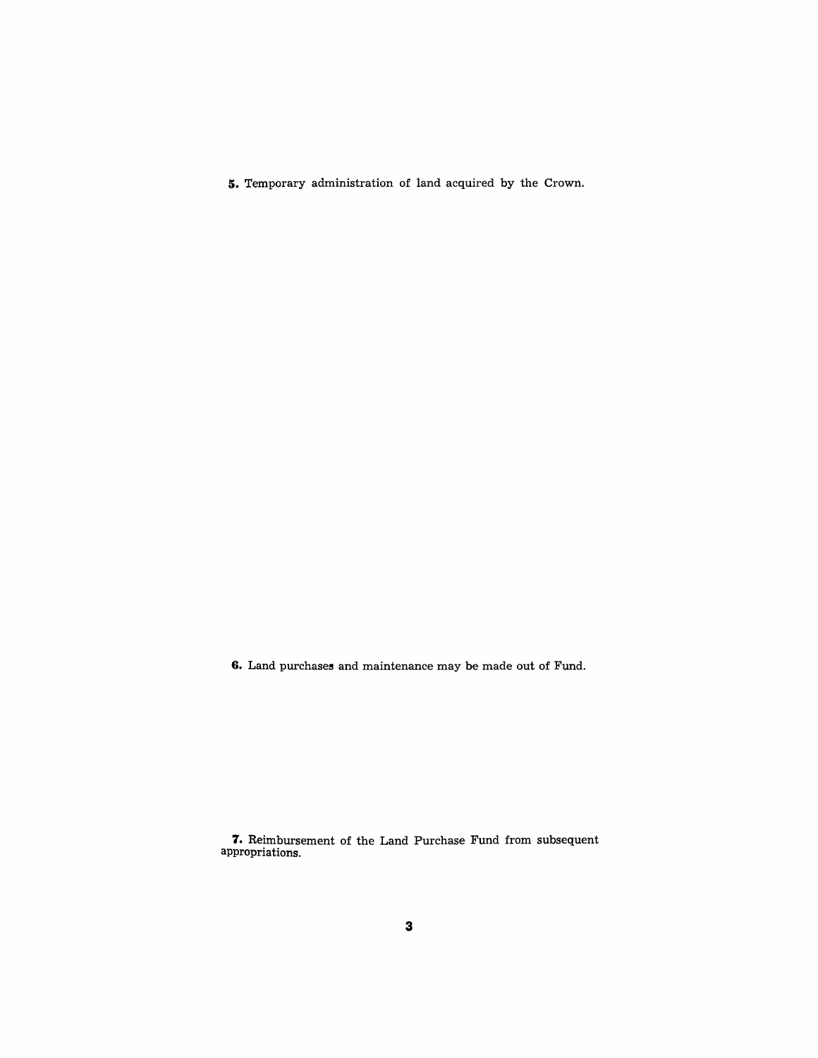**5.** Temporary administration of land acquired by the Crown.

**6.** Land purchases and maintenance may be made out of Fund.

**7.** Reimbursement of the Land Purchase Fund from subsequent appropriations.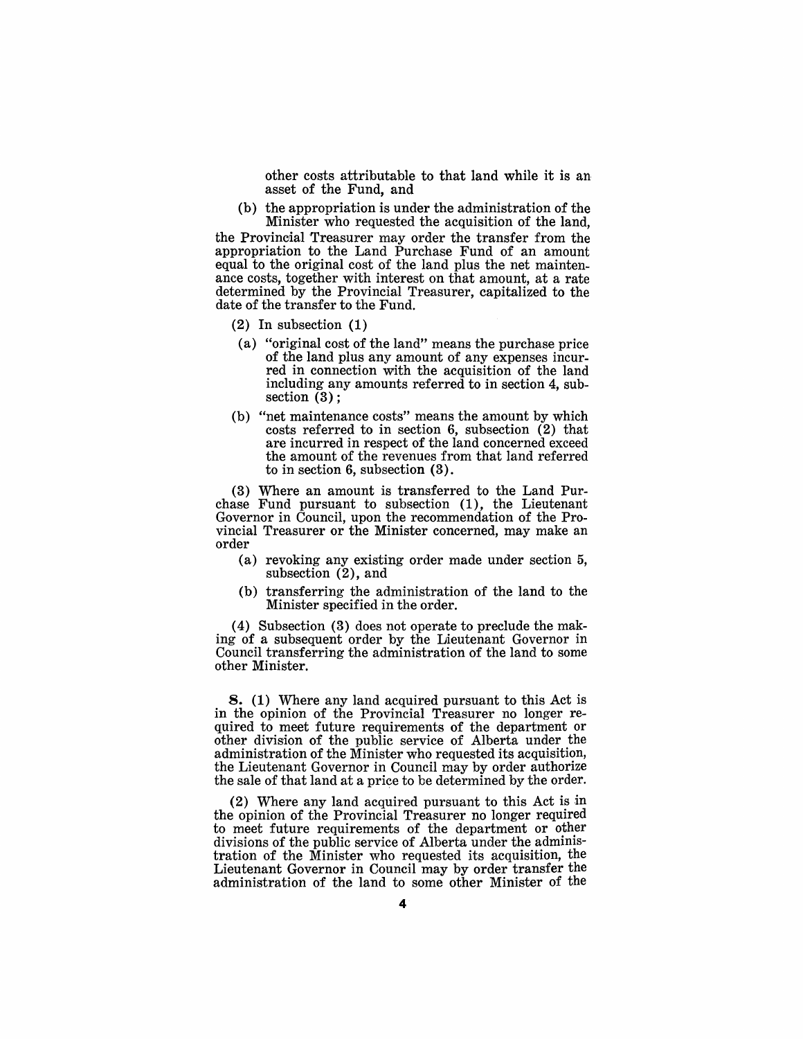other costs attributable to that land while it is an asset of the Fund, and

(b) the appropriation is under the administration of the Minister who requested the acquisition of the land,

the Provincial Treasurer may order the transfer from the appropriation to the Land Purchase Fund of an amount equal to the original cost of the land plus the net maintenance costs, together with interest on that amount, at a rate determined by the Provincial Treasurer, capitalized to the date of the transfer to the Fund.

(2) In subsection (1)

(a) "original cost of the land" means the purchase price of the land plus any amount of any expenses incurred in connection with the acquisition of the land including any amounts referred to in section 4, subsection (3);

(b) "net maintenance costs" means the amount by which costs referred to in section 6, subsection (2) that are incurred in respect of the land concerned exceed the amount of the revenues from that land referred to in section 6, subsection (3).

(3) Where an amount is transferred to the Land Purchase Fund pursuant to subsection (1), the Lieutenant Governor in Council, upon the recommendation of the Provincial Treasurer or the Minister concerned, may make an order

(a) revoking any existing order made under section 5, subsection (2), and

(b) transferring the administration of the land to the Minister specified in the order.

(4) Subsection (3) does not operate to preclude the making of a subsequent order by the Lieutenant Governor in Council transferring the administration of the land to some other Minister.

**8.** (1) Where any land acquired pursuant to this Act is in the opinion of the Provincial Treasurer no longer required to meet future requirements of the department or other division of the public service of Alberta under the administration of the Minister who requested its acquisition, the Lieutenant Governor in Council may by order authorize the sale of that land at a price to be determined by the order.

(2) Where any land acquired pursuant to this Act is in the opinion of the Provincial Treasurer no longer required to meet future requirements of the department or other divisions of the public service of Alberta under the administration of the Minister who requested its acquisition, the Lieutenant Governor in Council may by order transfer the administration of the land to some other Minister of the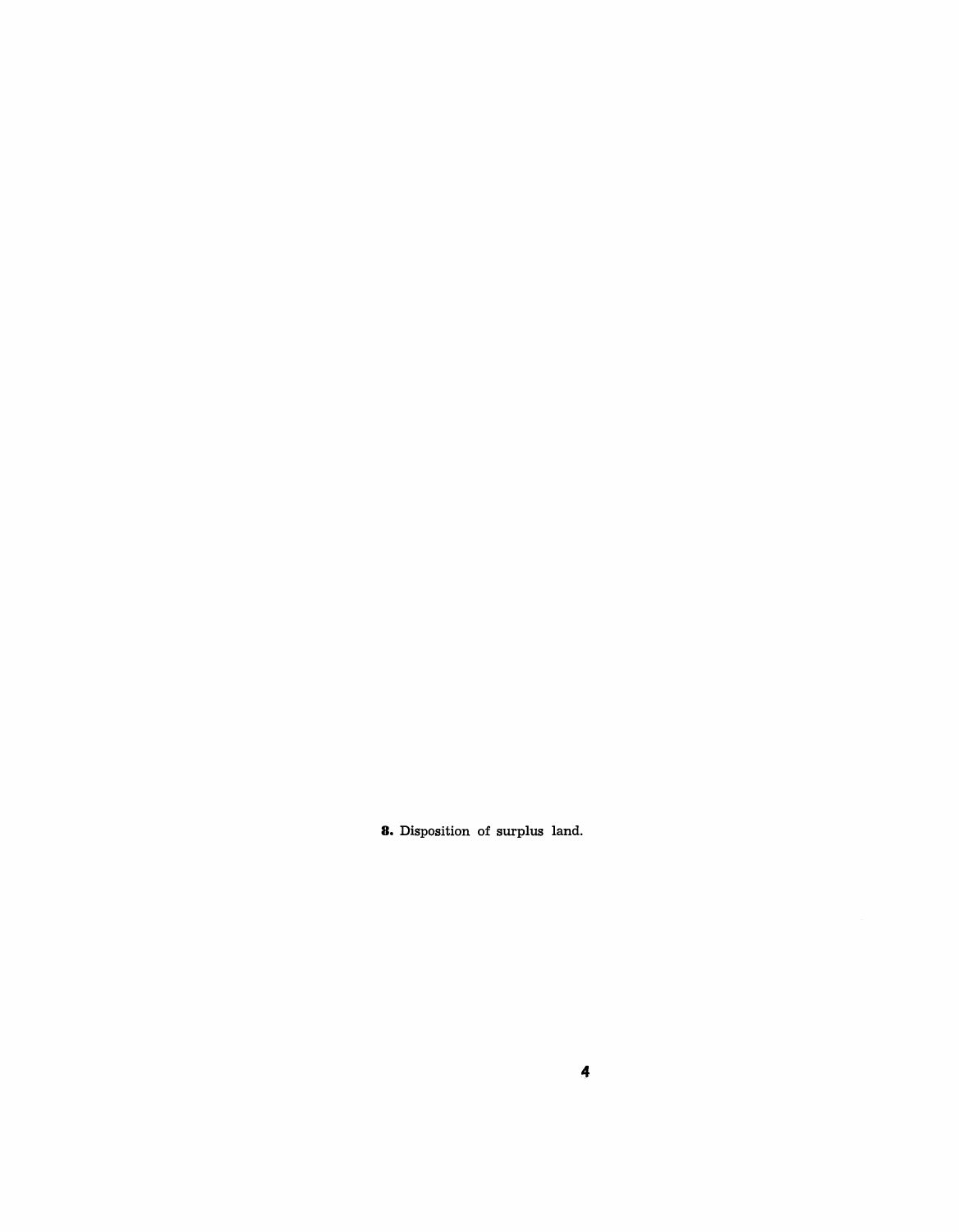**8.** Disposition of surplus land.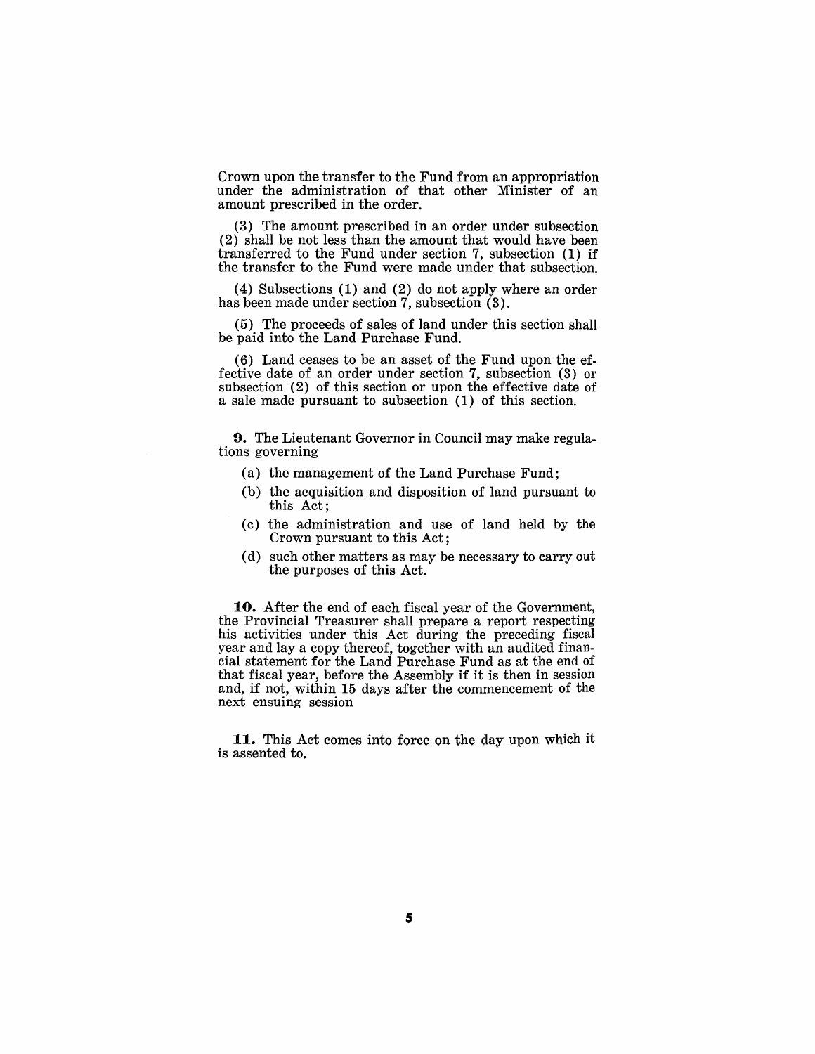Crown upon the transfer to the Fund from an appropriation under the administration of that other Minister of an amount prescribed in the order.

(3) The amount prescribed in an order under subsection (2) shall be not less than the amount that would have been transferred to the Fund under section 7, subsection (1) if the transfer to the Fund were made under that subsection.

(4) Subsections (1) and (2) do not apply where an order has been made under section 7, subsection (3).

(5) The proceeds of sales of land under this section shall be paid into the Land Purchase Fund.

(6) Land ceases to be an asset of the Fund upon the effective date of an order under section 7, subsection (3) or subsection (2) of this section or upon the effective date of a sale made pursuant to subsection (1) of this section.

**9.** The Lieutenant Governor in Council may make regulations governing

- (a) the management of the Land Purchase Fund;
- (b) the acquisition and disposition of land pursuant to this Act;
- (c) the administration and use of land held by the Crown pursuant to this Act;
- (d) such other matters as may be necessary to carry out the purposes of this Act.

**10.** After the end of each fiscal year of the Government, the Provincial Treasurer shall prepare a report respecting his activities under this Act during the preceding fiscal year and lay a copy thereof, together with an audited financial statement for the Land Purchase Fund as at the end of that fiscal year, before the Assembly if it is then in session and, if not, within 15 days after the commencement of the next ensuing session

**11.** This Act comes into force on the day upon which it is assented to.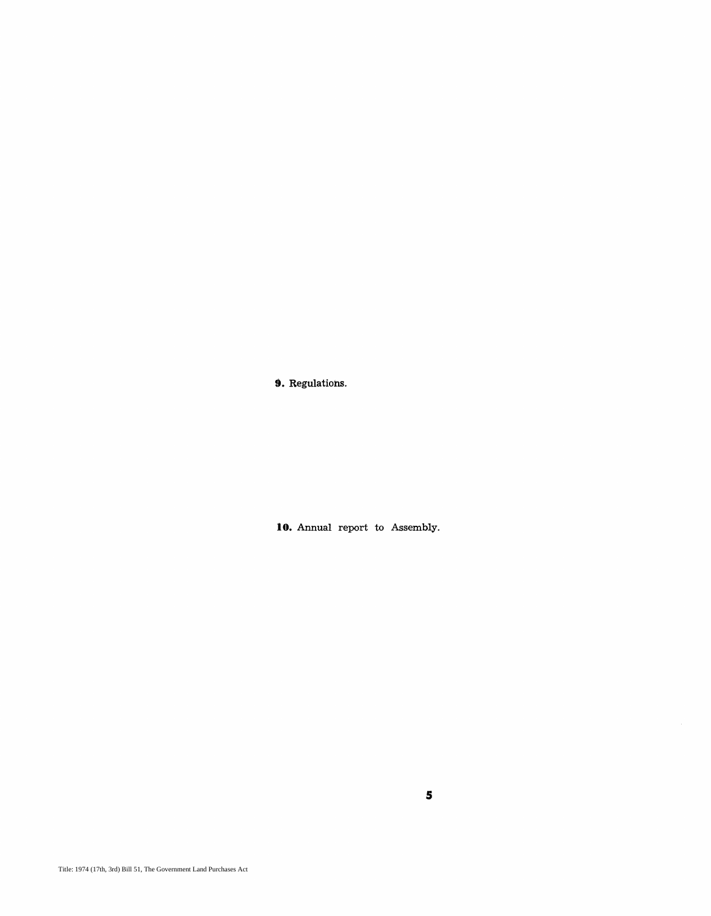**9.** Regulations.

**10.** Annual report to Assembly.

Title: 1974 (17th, 3rd) Bill 51, The Government Land Purchases Act